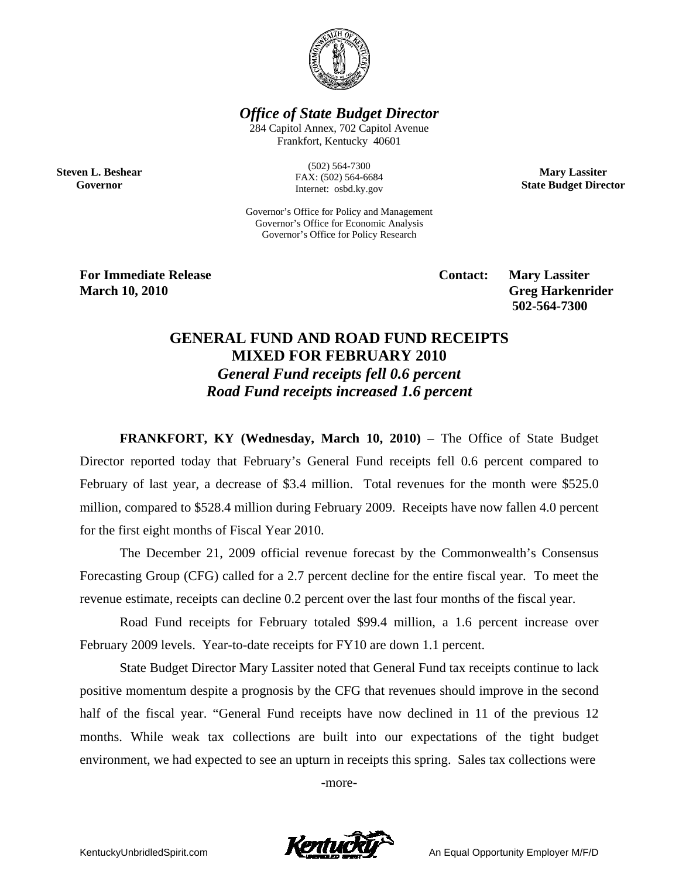# *Office of State Budget Director*

284 Capitol Annex, 702 Capitol Avenue
Frankfort, Kentucky 40601

(502) 564-7300
FAX: (502) 564-6684
Internet: osbd.ky.gov

**Steven L. Beshear**
**Governor**

**Mary Lassiter**
**State Budget Director**

Governor's Office for Policy and Management
Governor's Office for Economic Analysis
Governor's Office for Policy Research

**For Immediate Release**
**March 10, 2010**

**Contact: Mary Lassiter**
**Greg Harkenrider**
**502-564-7300**

## GENERAL FUND AND ROAD FUND RECEIPTS MIXED FOR FEBRUARY 2010

### *General Fund receipts fell 0.6 percent*
### *Road Fund receipts increased 1.6 percent*

**FRANKFORT, KY (Wednesday, March 10, 2010)** – The Office of State Budget Director reported today that February's General Fund receipts fell 0.6 percent compared to February of last year, a decrease of $3.4 million. Total revenues for the month were $525.0 million, compared to $528.4 million during February 2009. Receipts have now fallen 4.0 percent for the first eight months of Fiscal Year 2010.

The December 21, 2009 official revenue forecast by the Commonwealth's Consensus Forecasting Group (CFG) called for a 2.7 percent decline for the entire fiscal year. To meet the revenue estimate, receipts can decline 0.2 percent over the last four months of the fiscal year.

Road Fund receipts for February totaled $99.4 million, a 1.6 percent increase over February 2009 levels. Year-to-date receipts for FY10 are down 1.1 percent.

State Budget Director Mary Lassiter noted that General Fund tax receipts continue to lack positive momentum despite a prognosis by the CFG that revenues should improve in the second half of the fiscal year. "General Fund receipts have now declined in 11 of the previous 12 months. While weak tax collections are built into our expectations of the tight budget environment, we had expected to see an upturn in receipts this spring. Sales tax collections were

-more-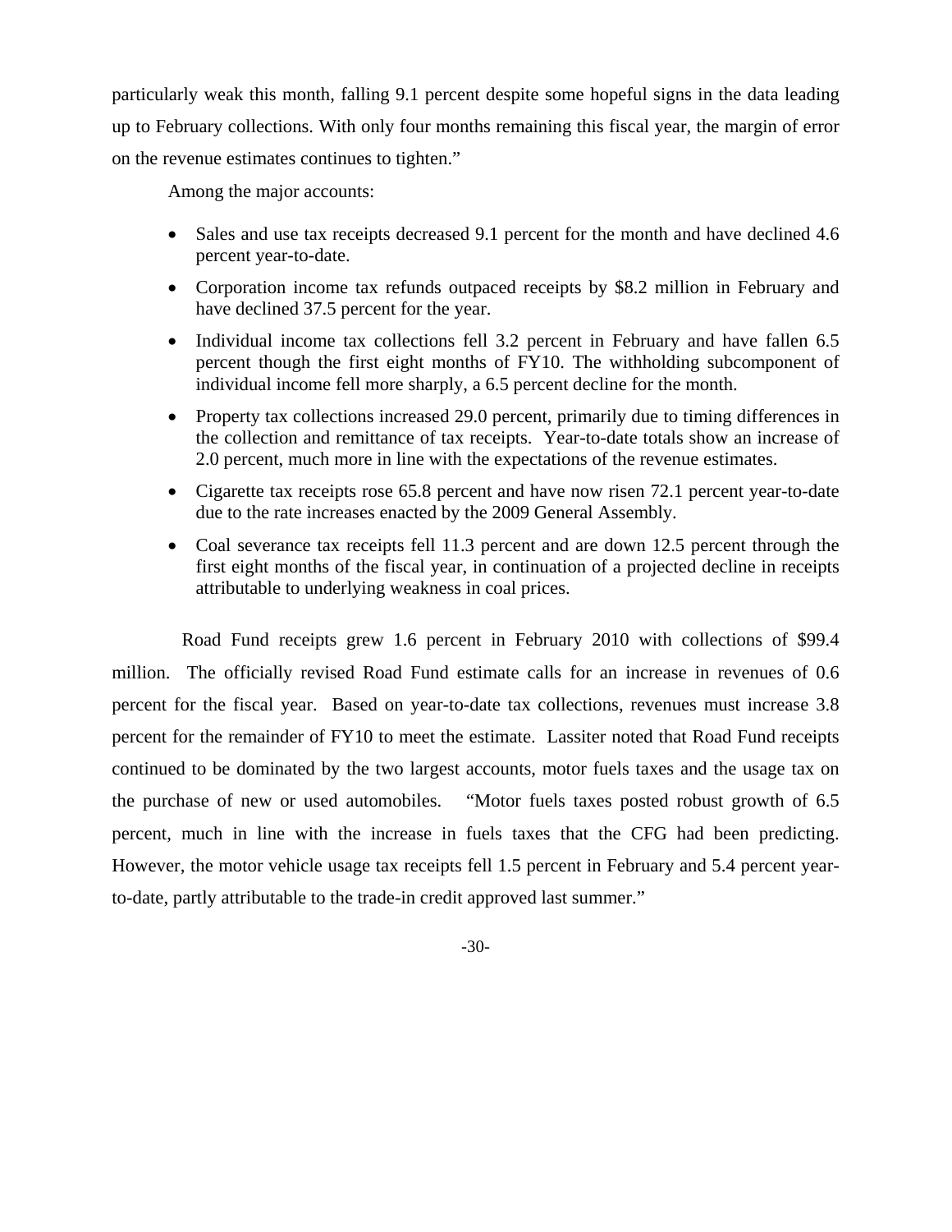particularly weak this month, falling 9.1 percent despite some hopeful signs in the data leading up to February collections. With only four months remaining this fiscal year, the margin of error on the revenue estimates continues to tighten."

Among the major accounts:

- Sales and use tax receipts decreased 9.1 percent for the month and have declined 4.6 percent year-to-date.
- Corporation income tax refunds outpaced receipts by $8.2 million in February and have declined 37.5 percent for the year.
- Individual income tax collections fell 3.2 percent in February and have fallen 6.5 percent though the first eight months of FY10. The withholding subcomponent of individual income fell more sharply, a 6.5 percent decline for the month.
- Property tax collections increased 29.0 percent, primarily due to timing differences in the collection and remittance of tax receipts. Year-to-date totals show an increase of 2.0 percent, much more in line with the expectations of the revenue estimates.
- Cigarette tax receipts rose 65.8 percent and have now risen 72.1 percent year-to-date due to the rate increases enacted by the 2009 General Assembly.
- Coal severance tax receipts fell 11.3 percent and are down 12.5 percent through the first eight months of the fiscal year, in continuation of a projected decline in receipts attributable to underlying weakness in coal prices.

Road Fund receipts grew 1.6 percent in February 2010 with collections of $99.4 million. The officially revised Road Fund estimate calls for an increase in revenues of 0.6 percent for the fiscal year. Based on year-to-date tax collections, revenues must increase 3.8 percent for the remainder of FY10 to meet the estimate. Lassiter noted that Road Fund receipts continued to be dominated by the two largest accounts, motor fuels taxes and the usage tax on the purchase of new or used automobiles. "Motor fuels taxes posted robust growth of 6.5 percent, much in line with the increase in fuels taxes that the CFG had been predicting. However, the motor vehicle usage tax receipts fell 1.5 percent in February and 5.4 percent year-to-date, partly attributable to the trade-in credit approved last summer."

-30-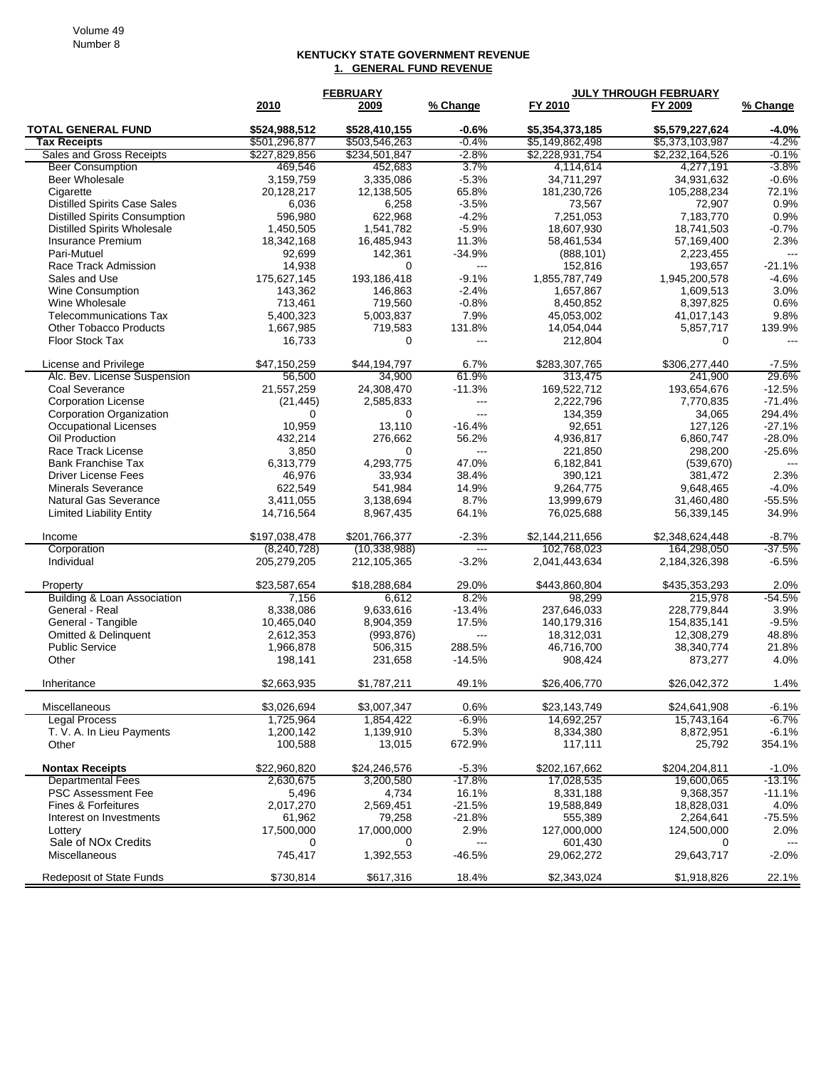Volume 49
Number 8

## KENTUCKY STATE GOVERNMENT REVENUE

### 1. GENERAL FUND REVENUE

| | FEBRUARY | | | JULY THROUGH FEBRUARY | | |
|---|---|---|---|---|---|---|
| | 2010 | 2009 | % Change | FY 2010 | FY 2009 | % Change |
| **TOTAL GENERAL FUND** | **$524,988,512** | **$528,410,155** | **-0.6%** | **$5,354,373,185** | **$5,579,227,624** | **-4.0%** |
| **Tax Receipts** | $501,296,877 | $503,546,263 | -0.4% | $5,149,862,498 | $5,373,103,987 | -4.2% |
| Sales and Gross Receipts | $227,829,856 | $234,501,847 | -2.8% | $2,228,931,754 | $2,232,164,526 | -0.1% |
| Beer Consumption | 469,546 | 452,683 | 3.7% | 4,114,614 | 4,277,191 | -3.8% |
| Beer Wholesale | 3,159,759 | 3,335,086 | -5.3% | 34,711,297 | 34,931,632 | -0.6% |
| Cigarette | 20,128,217 | 12,138,505 | 65.8% | 181,230,726 | 105,288,234 | 72.1% |
| Distilled Spirits Case Sales | 6,036 | 6,258 | -3.5% | 73,567 | 72,907 | 0.9% |
| Distilled Spirits Consumption | 596,980 | 622,968 | -4.2% | 7,251,053 | 7,183,770 | 0.9% |
| Distilled Spirits Wholesale | 1,450,505 | 1,541,782 | -5.9% | 18,607,930 | 18,741,503 | -0.7% |
| Insurance Premium | 18,342,168 | 16,485,943 | 11.3% | 58,461,534 | 57,169,400 | 2.3% |
| Pari-Mutuel | 92,699 | 142,361 | -34.9% | (888,101) | 2,223,455 | --- |
| Race Track Admission | 14,938 | 0 | --- | 152,816 | 193,657 | -21.1% |
| Sales and Use | 175,627,145 | 193,186,418 | -9.1% | 1,855,787,749 | 1,945,200,578 | -4.6% |
| Wine Consumption | 143,362 | 146,863 | -2.4% | 1,657,867 | 1,609,513 | 3.0% |
| Wine Wholesale | 713,461 | 719,560 | -0.8% | 8,450,852 | 8,397,825 | 0.6% |
| Telecommunications Tax | 5,400,323 | 5,003,837 | 7.9% | 45,053,002 | 41,017,143 | 9.8% |
| Other Tobacco Products | 1,667,985 | 719,583 | 131.8% | 14,054,044 | 5,857,717 | 139.9% |
| Floor Stock Tax | 16,733 | 0 | --- | 212,804 | 0 | --- |
| License and Privilege | $47,150,259 | $44,194,797 | 6.7% | $283,307,765 | $306,277,440 | -7.5% |
| Alc. Bev. License Suspension | 56,500 | 34,900 | 61.9% | 313,475 | 241,900 | 29.6% |
| Coal Severance | 21,557,259 | 24,308,470 | -11.3% | 169,522,712 | 193,654,676 | -12.5% |
| Corporation License | (21,445) | 2,585,833 | --- | 2,222,796 | 7,770,835 | -71.4% |
| Corporation Organization | 0 | 0 | --- | 134,359 | 34,065 | 294.4% |
| Occupational Licenses | 10,959 | 13,110 | -16.4% | 92,651 | 127,126 | -27.1% |
| Oil Production | 432,214 | 276,662 | 56.2% | 4,936,817 | 6,860,747 | -28.0% |
| Race Track License | 3,850 | 0 | --- | 221,850 | 298,200 | -25.6% |
| Bank Franchise Tax | 6,313,779 | 4,293,775 | 47.0% | 6,182,841 | (539,670) | --- |
| Driver License Fees | 46,976 | 33,934 | 38.4% | 390,121 | 381,472 | 2.3% |
| Minerals Severance | 622,549 | 541,984 | 14.9% | 9,264,775 | 9,648,465 | -4.0% |
| Natural Gas Severance | 3,411,055 | 3,138,694 | 8.7% | 13,999,679 | 31,460,480 | -55.5% |
| Limited Liability Entity | 14,716,564 | 8,967,435 | 64.1% | 76,025,688 | 56,339,145 | 34.9% |
| Income | $197,038,478 | $201,766,377 | -2.3% | $2,144,211,656 | $2,348,624,448 | -8.7% |
| Corporation | (8,240,728) | (10,338,988) | --- | 102,768,023 | 164,298,050 | -37.5% |
| Individual | 205,279,205 | 212,105,365 | -3.2% | 2,041,443,634 | 2,184,326,398 | -6.5% |
| Property | $23,587,654 | $18,288,684 | 29.0% | $443,860,804 | $435,353,293 | 2.0% |
| Building & Loan Association | 7,156 | 6,612 | 8.2% | 98,299 | 215,978 | -54.5% |
| General - Real | 8,338,086 | 9,633,616 | -13.4% | 237,646,033 | 228,779,844 | 3.9% |
| General - Tangible | 10,465,040 | 8,904,359 | 17.5% | 140,179,316 | 154,835,141 | -9.5% |
| Omitted & Delinquent | 2,612,353 | (993,876) | --- | 18,312,031 | 12,308,279 | 48.8% |
| Public Service | 1,966,878 | 506,315 | 288.5% | 46,716,700 | 38,340,774 | 21.8% |
| Other | 198,141 | 231,658 | -14.5% | 908,424 | 873,277 | 4.0% |
| Inheritance | $2,663,935 | $1,787,211 | 49.1% | $26,406,770 | $26,042,372 | 1.4% |
| Miscellaneous | $3,026,694 | $3,007,347 | 0.6% | $23,143,749 | $24,641,908 | -6.1% |
| Legal Process | 1,725,964 | 1,854,422 | -6.9% | 14,692,257 | 15,743,164 | -6.7% |
| T. V. A. In Lieu Payments | 1,200,142 | 1,139,910 | 5.3% | 8,334,380 | 8,872,951 | -6.1% |
| Other | 100,588 | 13,015 | 672.9% | 117,111 | 25,792 | 354.1% |
| **Nontax Receipts** | $22,960,820 | $24,246,576 | -5.3% | $202,167,662 | $204,204,811 | -1.0% |
| Departmental Fees | 2,630,675 | 3,200,580 | -17.8% | 17,028,535 | 19,600,065 | -13.1% |
| PSC Assessment Fee | 5,496 | 4,734 | 16.1% | 8,331,188 | 9,368,357 | -11.1% |
| Fines & Forfeitures | 2,017,270 | 2,569,451 | -21.5% | 19,588,849 | 18,828,031 | 4.0% |
| Interest on Investments | 61,962 | 79,258 | -21.8% | 555,389 | 2,264,641 | -75.5% |
| Lottery | 17,500,000 | 17,000,000 | 2.9% | 127,000,000 | 124,500,000 | 2.0% |
| Sale of NOx Credits | 0 | 0 | --- | 601,430 | 0 | --- |
| Miscellaneous | 745,417 | 1,392,553 | -46.5% | 29,062,272 | 29,643,717 | -2.0% |
| Redeposit of State Funds | $730,814 | $617,316 | 18.4% | $2,343,024 | $1,918,826 | 22.1% |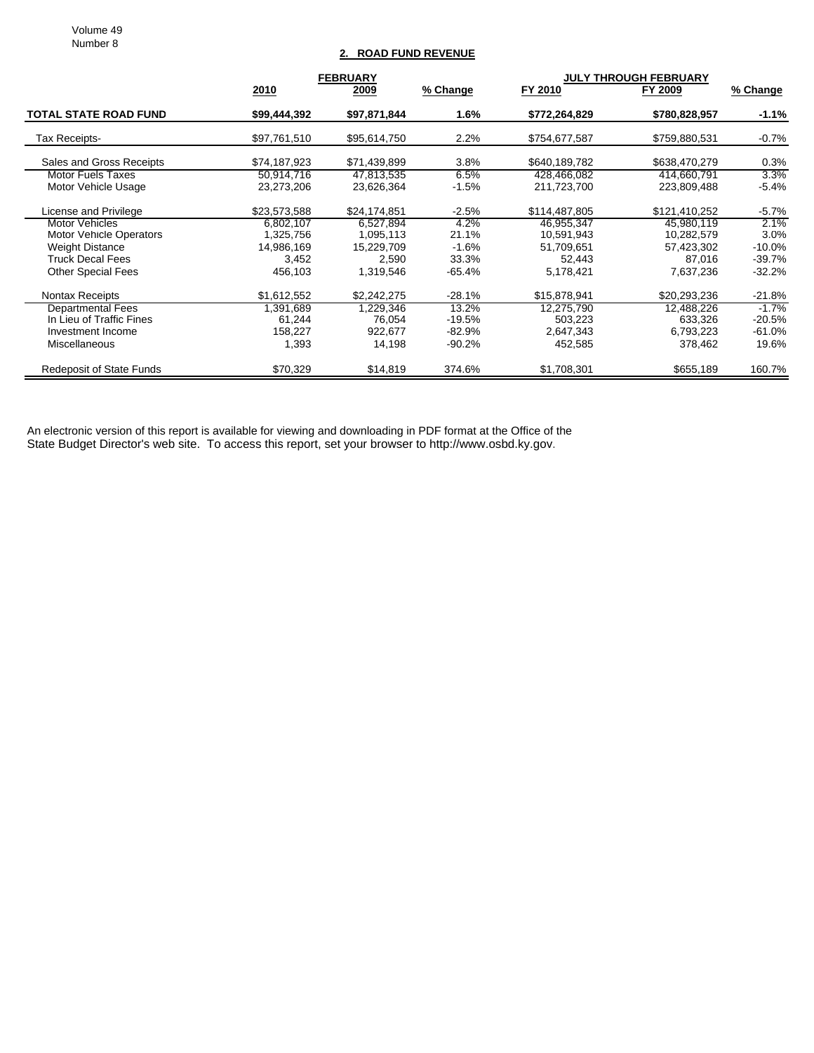## 2. ROAD FUND REVENUE

| | FEBRUARY | | | JULY THROUGH FEBRUARY | | |
|---|---|---|---|---|---|---|
| | 2010 | 2009 | % Change | FY 2010 | FY 2009 | % Change |
| **TOTAL STATE ROAD FUND** | **$99,444,392** | **$97,871,844** | **1.6%** | **$772,264,829** | **$780,828,957** | **-1.1%** |
| Tax Receipts- | $97,761,510 | $95,614,750 | 2.2% | $754,677,587 | $759,880,531 | -0.7% |
| Sales and Gross Receipts | $74,187,923 | $71,439,899 | 3.8% | $640,189,782 | $638,470,279 | 0.3% |
| Motor Fuels Taxes | 50,914,716 | 47,813,535 | 6.5% | 428,466,082 | 414,660,791 | 3.3% |
| Motor Vehicle Usage | 23,273,206 | 23,626,364 | -1.5% | 211,723,700 | 223,809,488 | -5.4% |
| License and Privilege | $23,573,588 | $24,174,851 | -2.5% | $114,487,805 | $121,410,252 | -5.7% |
| Motor Vehicles | 6,802,107 | 6,527,894 | 4.2% | 46,955,347 | 45,980,119 | 2.1% |
| Motor Vehicle Operators | 1,325,756 | 1,095,113 | 21.1% | 10,591,943 | 10,282,579 | 3.0% |
| Weight Distance | 14,986,169 | 15,229,709 | -1.6% | 51,709,651 | 57,423,302 | -10.0% |
| Truck Decal Fees | 3,452 | 2,590 | 33.3% | 52,443 | 87,016 | -39.7% |
| Other Special Fees | 456,103 | 1,319,546 | -65.4% | 5,178,421 | 7,637,236 | -32.2% |
| Nontax Receipts | $1,612,552 | $2,242,275 | -28.1% | $15,878,941 | $20,293,236 | -21.8% |
| Departmental Fees | 1,391,689 | 1,229,346 | 13.2% | 12,275,790 | 12,488,226 | -1.7% |
| In Lieu of Traffic Fines | 61,244 | 76,054 | -19.5% | 503,223 | 633,326 | -20.5% |
| Investment Income | 158,227 | 922,677 | -82.9% | 2,647,343 | 6,793,223 | -61.0% |
| Miscellaneous | 1,393 | 14,198 | -90.2% | 452,585 | 378,462 | 19.6% |
| Redeposit of State Funds | $70,329 | $14,819 | 374.6% | $1,708,301 | $655,189 | 160.7% |

An electronic version of this report is available for viewing and downloading in PDF format at the Office of the State Budget Director's web site. To access this report, set your browser to http://www.osbd.ky.gov.